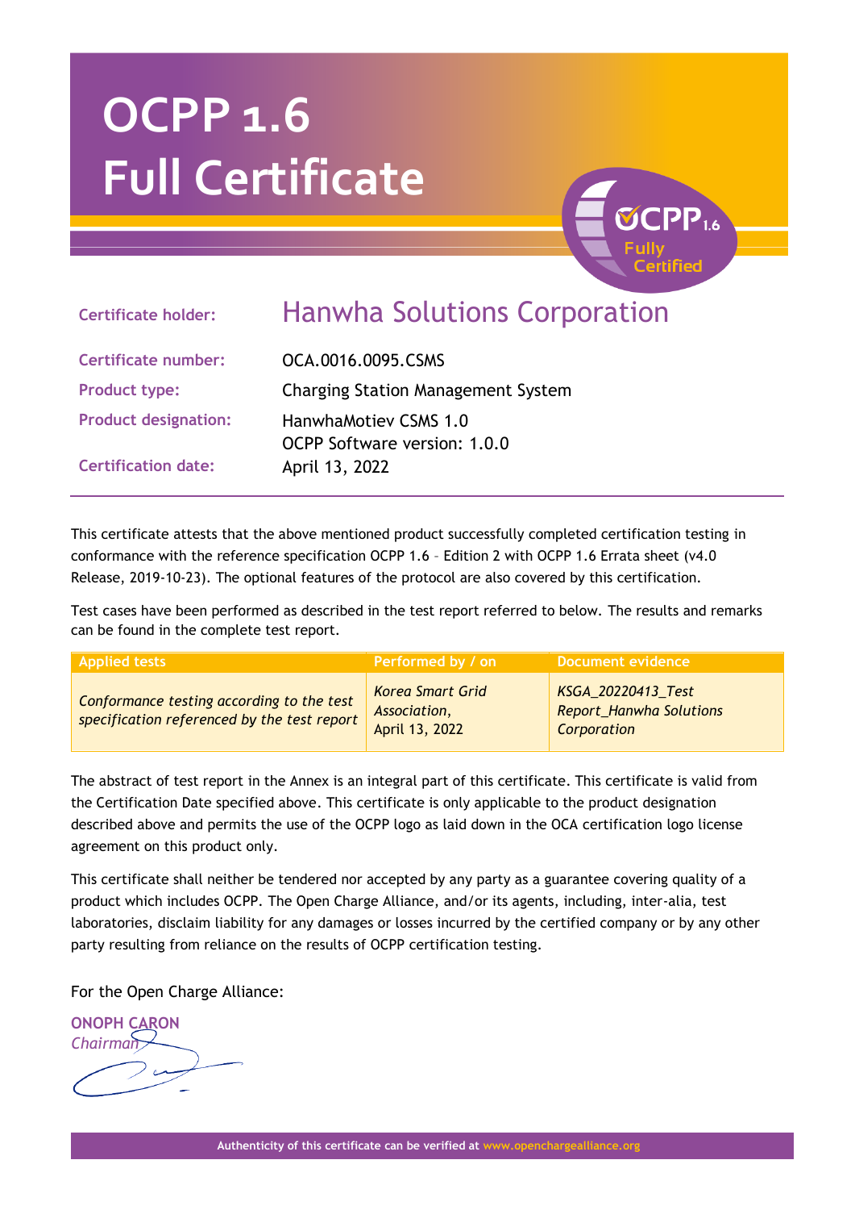# OCPP 1.6
# Full Certificate

OCPP 1.6 Fully Certified

| | |
|---|---|
| **Certificate holder:** | Hanwha Solutions Corporation |
| **Certificate number:** | OCA.0016.0095.CSMS |
| **Product type:** | Charging Station Management System |
| **Product designation:** | HanwhaMotiev CSMS 1.0<br>OCPP Software version: 1.0.0 |
| **Certification date:** | April 13, 2022 |

This certificate attests that the above mentioned product successfully completed certification testing in conformance with the reference specification OCPP 1.6 – Edition 2 with OCPP 1.6 Errata sheet (v4.0 Release, 2019-10-23). The optional features of the protocol are also covered by this certification.

Test cases have been performed as described in the test report referred to below. The results and remarks can be found in the complete test report.

| Applied tests | Performed by / on | Document evidence |
|---|---|---|
| *Conformance testing according to the test specification referenced by the test report* | *Korea Smart Grid Association, April 13, 2022* | *KSGA_20220413_Test Report_Hanwha Solutions Corporation* |

The abstract of test report in the Annex is an integral part of this certificate. This certificate is valid from the Certification Date specified above. This certificate is only applicable to the product designation described above and permits the use of the OCPP logo as laid down in the OCA certification logo license agreement on this product only.

This certificate shall neither be tendered nor accepted by any party as a guarantee covering quality of a product which includes OCPP. The Open Charge Alliance, and/or its agents, including, inter-alia, test laboratories, disclaim liability for any damages or losses incurred by the certified company or by any other party resulting from reliance on the results of OCPP certification testing.

For the Open Charge Alliance:

**ONOPH CARON**
*Chairman*

Authenticity of this certificate can be verified at www.openchargealliance.org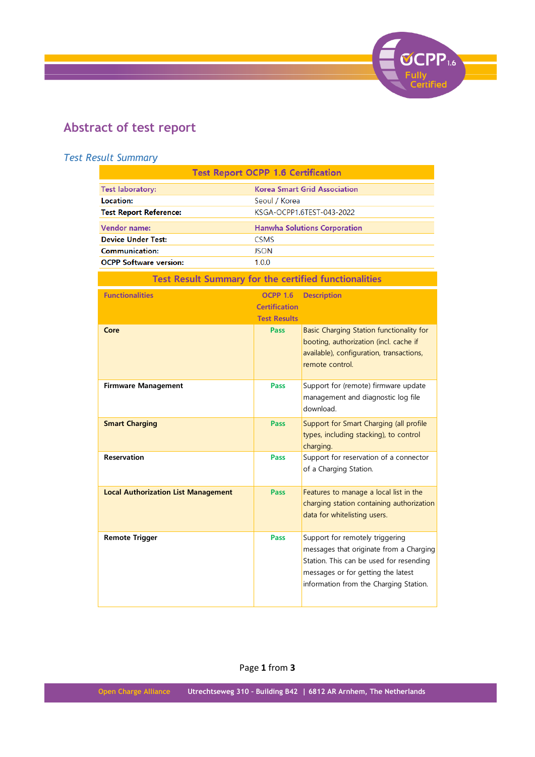# Abstract of test report

## *Test Result Summary*

| Test Report OCPP 1.6 Certification | |
|---|---|
| Test laboratory: | Korea Smart Grid Association |
| **Location:** | Seoul / Korea |
| **Test Report Reference:** | KSGA-OCPP1.6TEST-043-2022 |
| Vendor name: | Hanwha Solutions Corporation |
| **Device Under Test:** | CSMS |
| **Communication:** | JSON |
| **OCPP Software version:** | 1.0.0 |

**Test Result Summary for the certified functionalities**

| Functionalities | OCPP 1.6 Certification Test Results | Description |
|---|---|---|
| **Core** | Pass | Basic Charging Station functionality for booting, authorization (incl. cache if available), configuration, transactions, remote control. |
| **Firmware Management** | Pass | Support for (remote) firmware update management and diagnostic log file download. |
| **Smart Charging** | Pass | Support for Smart Charging (all profile types, including stacking), to control charging. |
| **Reservation** | Pass | Support for reservation of a connector of a Charging Station. |
| **Local Authorization List Management** | Pass | Features to manage a local list in the charging station containing authorization data for whitelisting users. |
| **Remote Trigger** | Pass | Support for remotely triggering messages that originate from a Charging Station. This can be used for resending messages or for getting the latest information from the Charging Station. |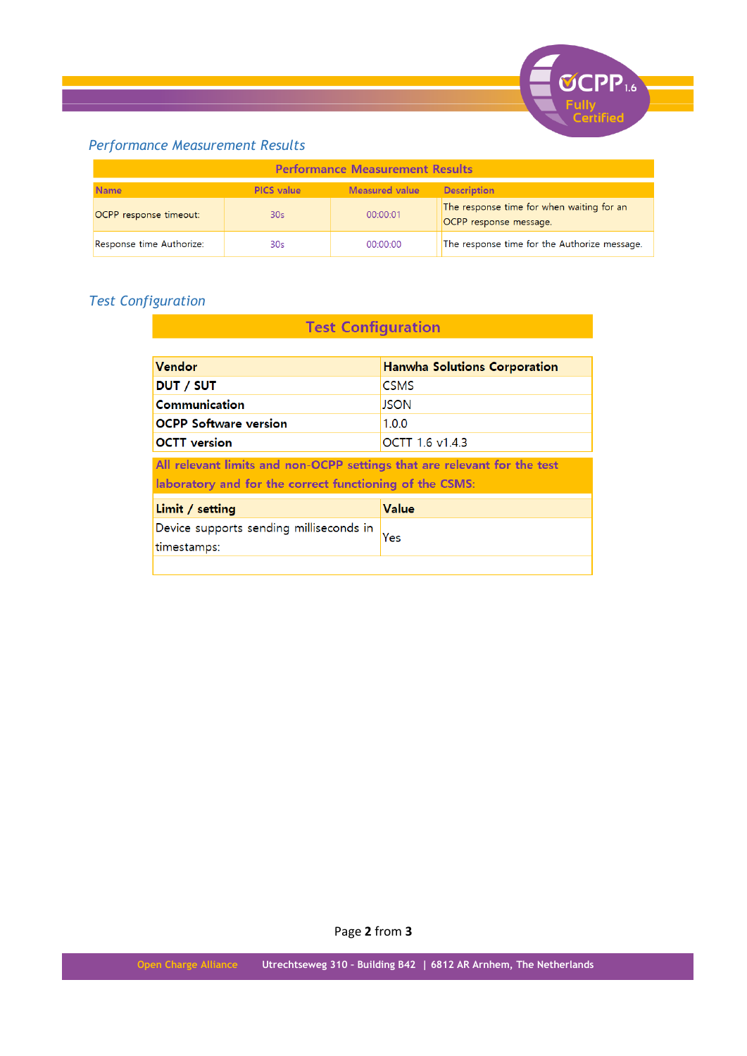## *Performance Measurement Results*

| Performance Measurement Results | | | |
|---|---|---|---|
| **Name** | **PICS value** | **Measured value** | **Description** |
| OCPP response timeout: | 30s | 00:00:01 | The response time for when waiting for an OCPP response message. |
| Response time Authorize: | 30s | 00:00:00 | The response time for the Authorize message. |

## *Test Configuration*

### Test Configuration

| **Vendor** | **Hanwha Solutions Corporation** |
|---|---|
| **DUT / SUT** | CSMS |
| **Communication** | JSON |
| **OCPP Software version** | 1.0.0 |
| **OCTT version** | OCTT 1.6 v1.4.3 |

**All relevant limits and non-OCPP settings that are relevant for the test laboratory and for the correct functioning of the CSMS:**

| **Limit / setting** | **Value** |
|---|---|
| Device supports sending milliseconds in timestamps: | Yes |
| | |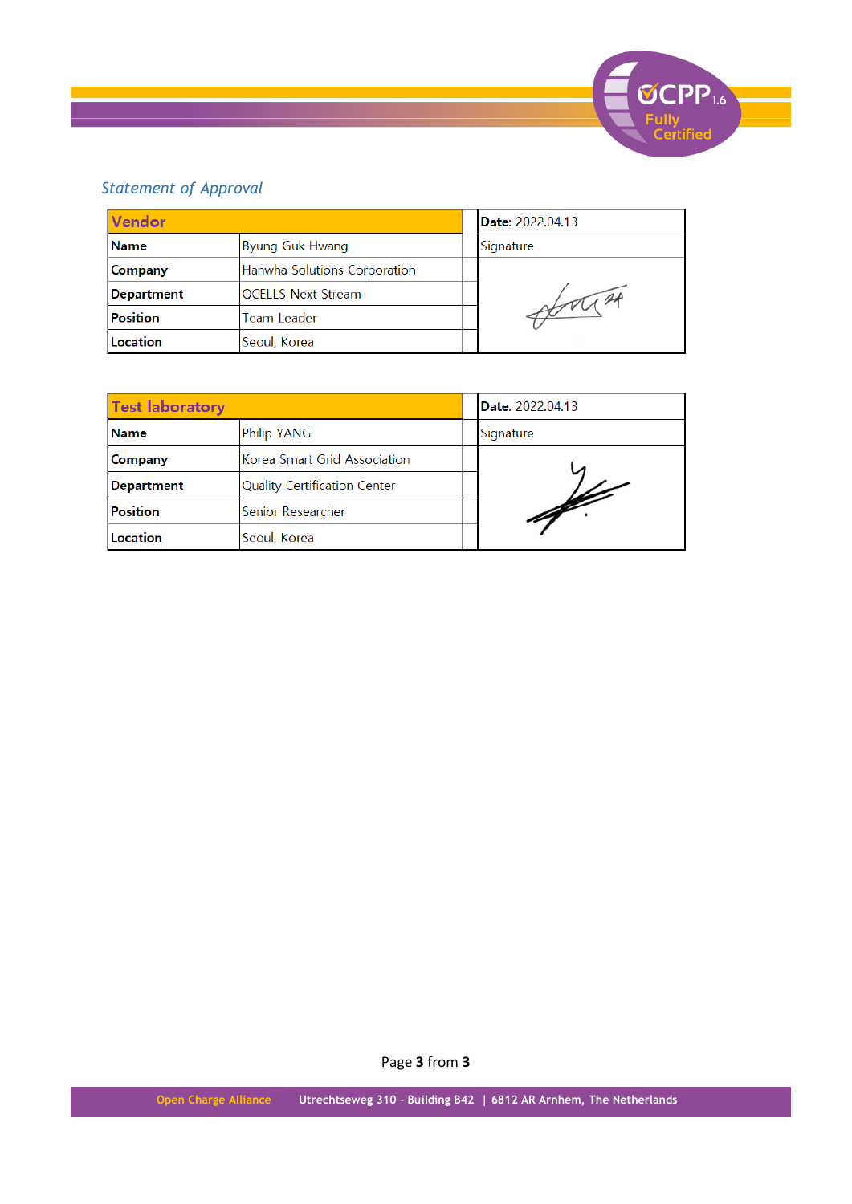*Statement of Approval*

| Vendor | | Date: 2022.04.13 |
| --- | --- | --- |
| **Name** | Byung Guk Hwang | Signature |
| **Company** | Hanwha Solutions Corporation | |
| **Department** | QCELLS Next Stream | |
| **Position** | Team Leader | |
| **Location** | Seoul, Korea | |

| Test laboratory | | Date: 2022.04.13 |
| --- | --- | --- |
| **Name** | Philip YANG | Signature |
| **Company** | Korea Smart Grid Association | |
| **Department** | Quality Certification Center | |
| **Position** | Senior Researcher | |
| **Location** | Seoul, Korea | |